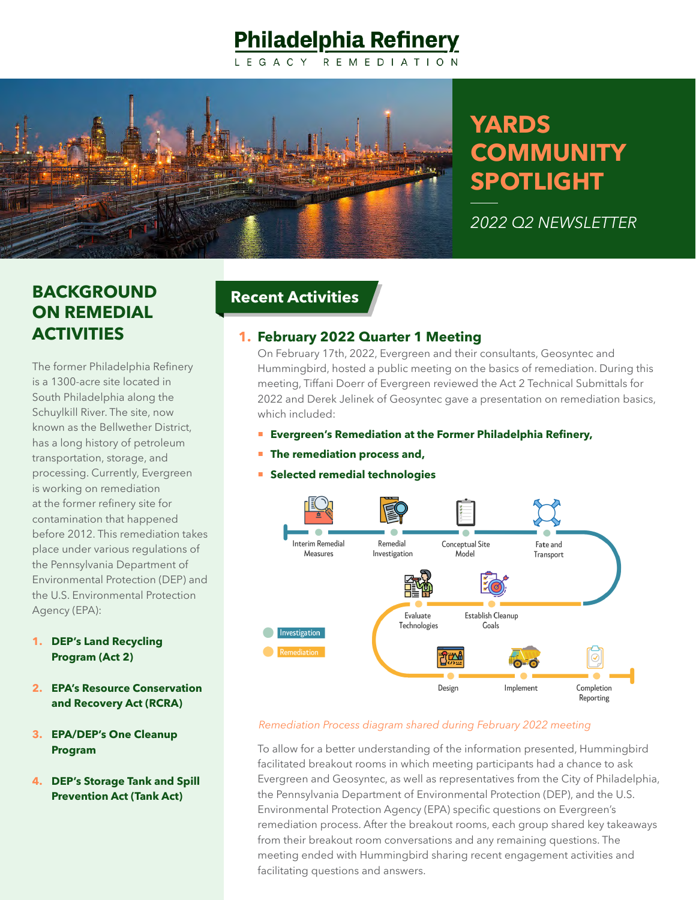# Philadelphia Refinery

LEGACY REMEDIATION

# YARDS COMMUNITY SPOTLIGHT

*2022 Q2 NEWSLETTER*

## BACKGROUND ON REMEDIAL ACTIVITIES

The former Philadelphia Refinery is a 1300-acre site located in South Philadelphia along the Schuylkill River. The site, now known as the Bellwether District, has a long history of petroleum transportation, storage, and processing. Currently, Evergreen is working on remediation at the former refinery site for contamination that happened before 2012. This remediation takes place under various regulations of the Pennsylvania Department of Environmental Protection (DEP) and the U.S. Environmental Protection Agency (EPA):

1. **DEP's Land Recycling Program (Act 2)**
2. **EPA's Resource Conservation and Recovery Act (RCRA)**
3. **EPA/DEP's One Cleanup Program**
4. **DEP's Storage Tank and Spill Prevention Act (Tank Act)**

## Recent Activities

### 1. February 2022 Quarter 1 Meeting

On February 17th, 2022, Evergreen and their consultants, Geosyntec and Hummingbird, hosted a public meeting on the basics of remediation. During this meeting, Tiffani Doerr of Evergreen reviewed the Act 2 Technical Submittals for 2022 and Derek Jelinek of Geosyntec gave a presentation on remediation basics, which included:

- **Evergreen's Remediation at the Former Philadelphia Refinery,**
- **The remediation process and,**
- **Selected remedial technologies**

Investigation: Interim Remedial Measures → Remedial Investigation → Conceptual Site Model → Fate and Transport

Remediation: Establish Cleanup Goals → Evaluate Technologies → Design → Implement → Completion Reporting

*Remediation Process diagram shared during February 2022 meeting*

To allow for a better understanding of the information presented, Hummingbird facilitated breakout rooms in which meeting participants had a chance to ask Evergreen and Geosyntec, as well as representatives from the City of Philadelphia, the Pennsylvania Department of Environmental Protection (DEP), and the U.S. Environmental Protection Agency (EPA) specific questions on Evergreen's remediation process. After the breakout rooms, each group shared key takeaways from their breakout room conversations and any remaining questions. The meeting ended with Hummingbird sharing recent engagement activities and facilitating questions and answers.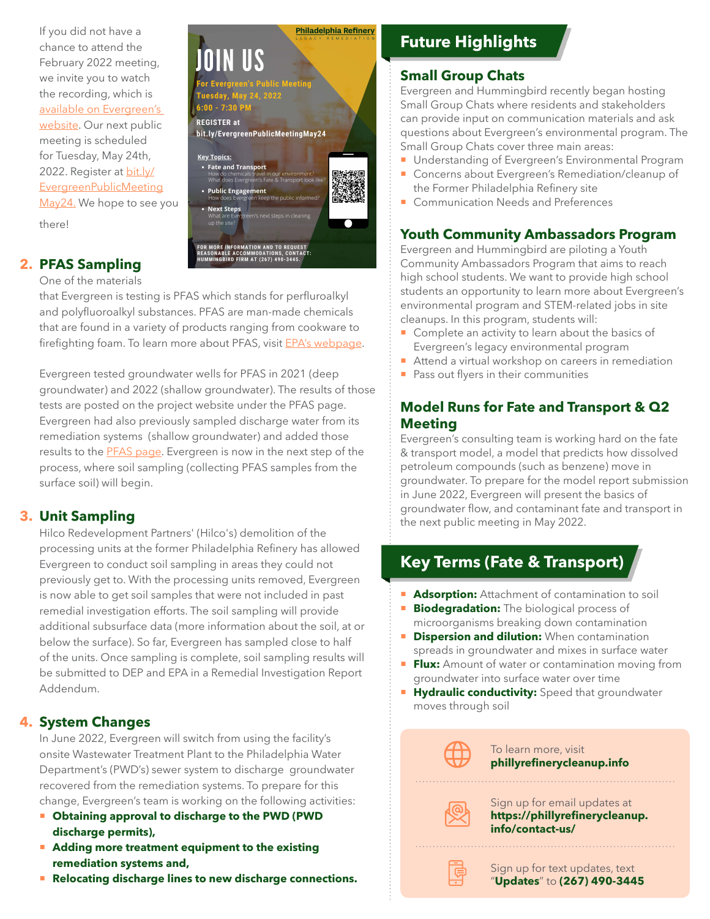If you did not have a chance to attend the February 2022 meeting, we invite you to watch the recording, which is available on Evergreen's website. Our next public meeting is scheduled for Tuesday, May 24th, 2022. Register at bit.ly/EvergreenPublicMeetingMay24. We hope to see you there!

Philadelphia Refinery
LEGACY REMEDIATION

JOIN US

For Evergreen's Public Meeting
Tuesday, May 24, 2022
6:00 - 7:30 PM

REGISTER at
bit.ly/EvergreenPublicMeetingMay24

Key Topics:

- Fate and Transport
  How do chemicals travel in our environment? What does Evergreen's Fate & Transport look like?
- Public Engagement
  How does Evergreen keep the public informed?
- Next Steps
  What are Evergreen's next steps in cleaning up the site?

FOR MORE INFORMATION AND TO REQUEST REASONABLE ACCOMMODATIONS, CONTACT: HUMMINGBIRD FIRM AT (267) 490-3445.

## 2. PFAS Sampling

One of the materials that Evergreen is testing is PFAS which stands for perfluroalkyl and polyfluoroalkyl substances. PFAS are man-made chemicals that are found in a variety of products ranging from cookware to firefighting foam. To learn more about PFAS, visit EPA's webpage.

Evergreen tested groundwater wells for PFAS in 2021 (deep groundwater) and 2022 (shallow groundwater). The results of those tests are posted on the project website under the PFAS page. Evergreen had also previously sampled discharge water from its remediation systems (shallow groundwater) and added those results to the PFAS page. Evergreen is now in the next step of the process, where soil sampling (collecting PFAS samples from the surface soil) will begin.

## 3. Unit Sampling

Hilco Redevelopment Partners' (Hilco's) demolition of the processing units at the former Philadelphia Refinery has allowed Evergreen to conduct soil sampling in areas they could not previously get to. With the processing units removed, Evergreen is now able to get soil samples that were not included in past remedial investigation efforts. The soil sampling will provide additional subsurface data (more information about the soil, at or below the surface). So far, Evergreen has sampled close to half of the units. Once sampling is complete, soil sampling results will be submitted to DEP and EPA in a Remedial Investigation Report Addendum.

## 4. System Changes

In June 2022, Evergreen will switch from using the facility's onsite Wastewater Treatment Plant to the Philadelphia Water Department's (PWD's) sewer system to discharge groundwater recovered from the remediation systems. To prepare for this change, Evergreen's team is working on the following activities:

- **Obtaining approval to discharge to the PWD (PWD discharge permits),**
- **Adding more treatment equipment to the existing remediation systems and,**
- **Relocating discharge lines to new discharge connections.**

# Future Highlights

## Small Group Chats

Evergreen and Hummingbird recently began hosting Small Group Chats where residents and stakeholders can provide input on communication materials and ask questions about Evergreen's environmental program. The Small Group Chats cover three main areas:

- Understanding of Evergreen's Environmental Program
- Concerns about Evergreen's Remediation/cleanup of the Former Philadelphia Refinery site
- Communication Needs and Preferences

## Youth Community Ambassadors Program

Evergreen and Hummingbird are piloting a Youth Community Ambassadors Program that aims to reach high school students. We want to provide high school students an opportunity to learn more about Evergreen's environmental program and STEM-related jobs in site cleanups. In this program, students will:

- Complete an activity to learn about the basics of Evergreen's legacy environmental program
- Attend a virtual workshop on careers in remediation
- Pass out flyers in their communities

## Model Runs for Fate and Transport & Q2 Meeting

Evergreen's consulting team is working hard on the fate & transport model, a model that predicts how dissolved petroleum compounds (such as benzene) move in groundwater. To prepare for the model report submission in June 2022, Evergreen will present the basics of groundwater flow, and contaminant fate and transport in the next public meeting in May 2022.

# Key Terms (Fate & Transport)

- **Adsorption:** Attachment of contamination to soil
- **Biodegradation:** The biological process of microorganisms breaking down contamination
- **Dispersion and dilution:** When contamination spreads in groundwater and mixes in surface water
- **Flux:** Amount of water or contamination moving from groundwater into surface water over time
- **Hydraulic conductivity:** Speed that groundwater moves through soil

To learn more, visit **phillyrefinerycleanup.info**

Sign up for email updates at **https://phillyrefinerycleanup.info/contact-us/**

Sign up for text updates, text "**Updates**" to **(267) 490-3445**